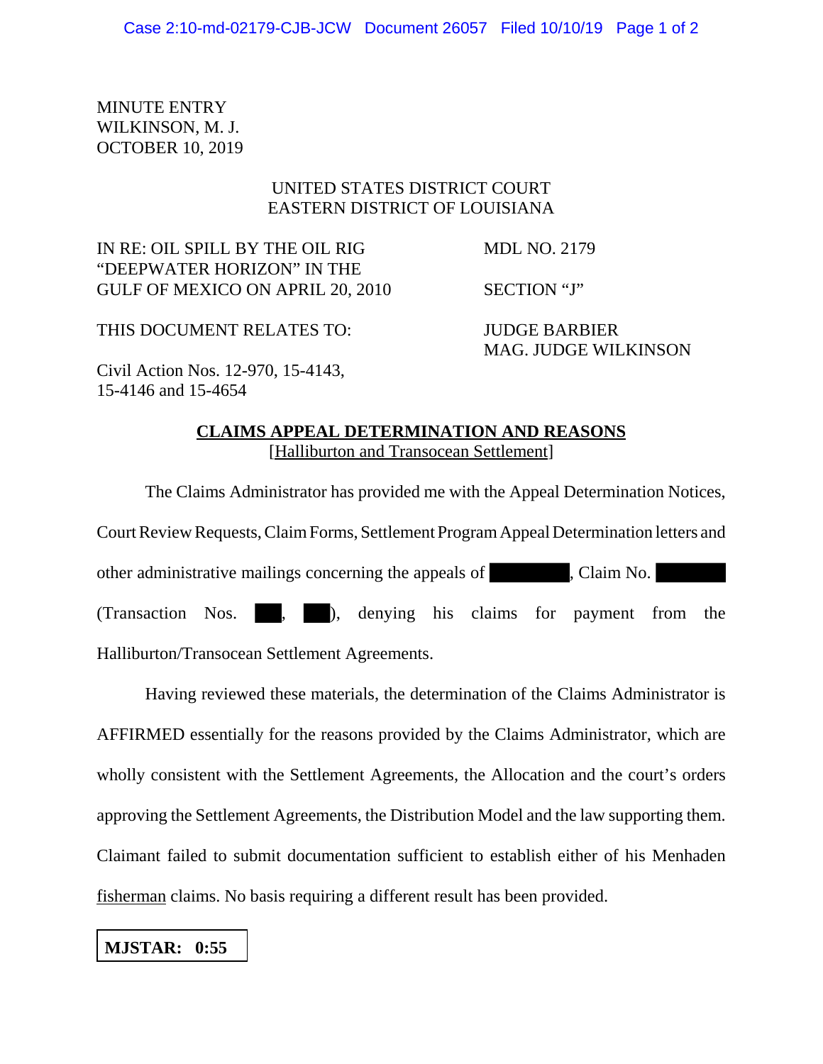MINUTE ENTRY
WILKINSON, M. J.
OCTOBER 10, 2019

UNITED STATES DISTRICT COURT
EASTERN DISTRICT OF LOUISIANA

| | |
|---|---|
| IN RE: OIL SPILL BY THE OIL RIG "DEEPWATER HORIZON" IN THE GULF OF MEXICO ON APRIL 20, 2010 | MDL NO. 2179<br><br>SECTION "J" |
| THIS DOCUMENT RELATES TO: | JUDGE BARBIER<br>MAG. JUDGE WILKINSON |
| Civil Action Nos. 12-970, 15-4143, 15-4146 and 15-4654 | |

**CLAIMS APPEAL DETERMINATION AND REASONS**
[Halliburton and Transocean Settlement]

The Claims Administrator has provided me with the Appeal Determination Notices, Court Review Requests, Claim Forms, Settlement Program Appeal Determination letters and other administrative mailings concerning the appeals of ██████, Claim No. ██████ (Transaction Nos. ███, ███), denying his claims for payment from the Halliburton/Transocean Settlement Agreements.

Having reviewed these materials, the determination of the Claims Administrator is AFFIRMED essentially for the reasons provided by the Claims Administrator, which are wholly consistent with the Settlement Agreements, the Allocation and the court's orders approving the Settlement Agreements, the Distribution Model and the law supporting them. Claimant failed to submit documentation sufficient to establish either of his Menhaden fisherman claims. No basis requiring a different result has been provided.

**MJSTAR: 0:55**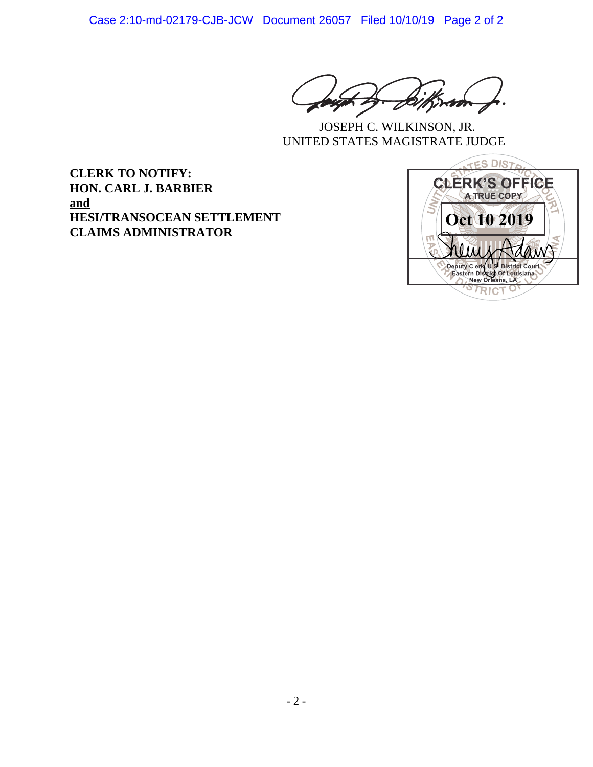JOSEPH C. WILKINSON, JR.
UNITED STATES MAGISTRATE JUDGE

**CLERK TO NOTIFY:**
**HON. CARL J. BARBIER**
**and**
**HESI/TRANSOCEAN SETTLEMENT CLAIMS ADMINISTRATOR**

CLERK'S OFFICE
A TRUE COPY
Oct 10 2019
Deputy Clerk, U.S. District Court
Eastern District Of Louisiana
New Orleans, LA